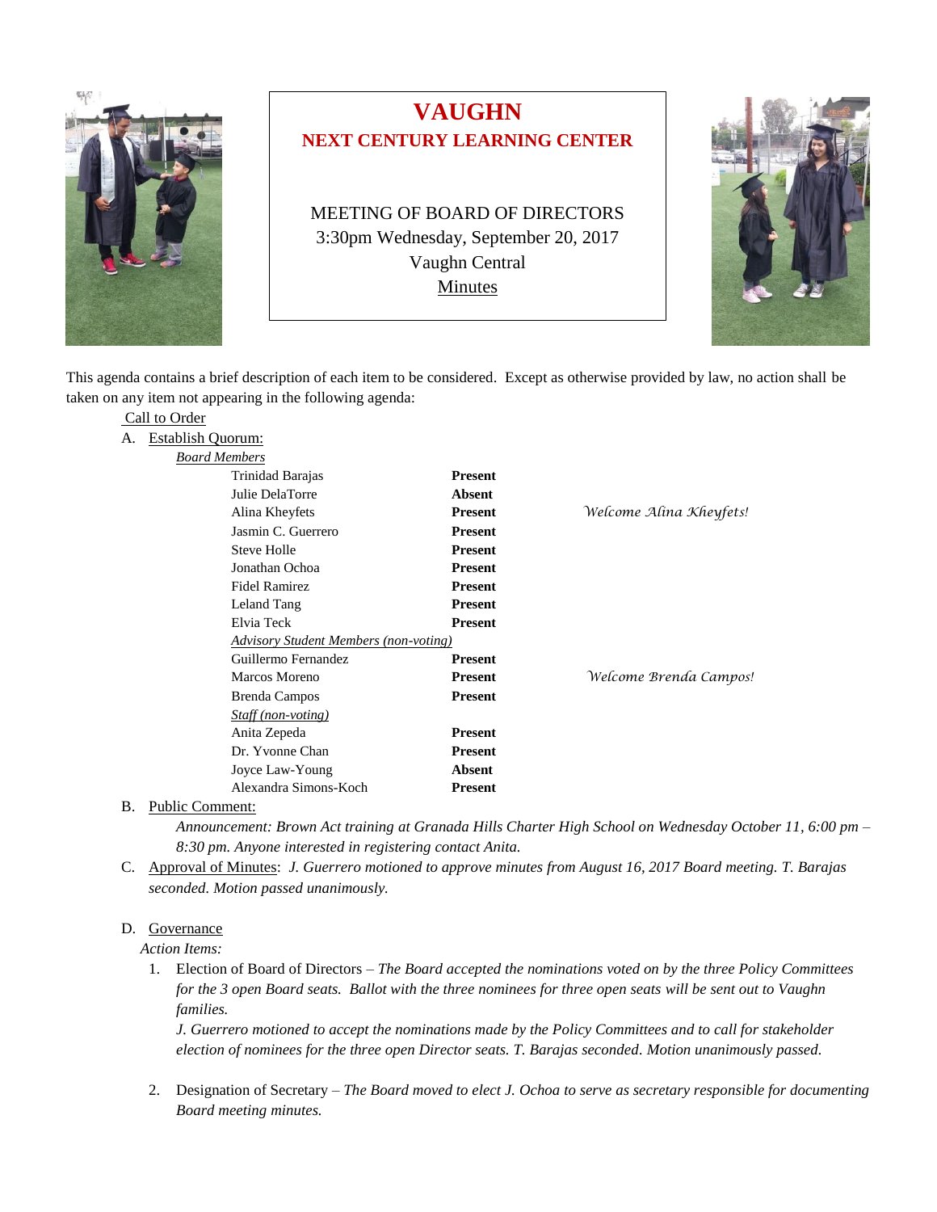# VAUGHN

## NEXT CENTURY LEARNING CENTER

MEETING OF BOARD OF DIRECTORS
3:30pm Wednesday, September 20, 2017
Vaughn Central
Minutes

This agenda contains a brief description of each item to be considered. Except as otherwise provided by law, no action shall be taken on any item not appearing in the following agenda:

Call to Order

A. Establish Quorum:

*Board Members*

| Name | Status | |
|---|---|---|
| Trinidad Barajas | **Present** | |
| Julie DelaTorre | **Absent** | |
| Alina Kheyfets | **Present** | *Welcome Alina Kheyfets!* |
| Jasmin C. Guerrero | **Present** | |
| Steve Holle | **Present** | |
| Jonathan Ochoa | **Present** | |
| Fidel Ramirez | **Present** | |
| Leland Tang | **Present** | |
| Elvia Teck | **Present** | |
| *Advisory Student Members (non-voting)* | | |
| Guillermo Fernandez | **Present** | |
| Marcos Moreno | **Present** | *Welcome Brenda Campos!* |
| Brenda Campos | **Present** | |
| *Staff (non-voting)* | | |
| Anita Zepeda | **Present** | |
| Dr. Yvonne Chan | **Present** | |
| Joyce Law-Young | **Absent** | |
| Alexandra Simons-Koch | **Present** | |

B. Public Comment:

*Announcement: Brown Act training at Granada Hills Charter High School on Wednesday October 11, 6:00 pm – 8:30 pm. Anyone interested in registering contact Anita.*

C. Approval of Minutes: *J. Guerrero motioned to approve minutes from August 16, 2017 Board meeting. T. Barajas seconded. Motion passed unanimously.*

D. Governance

*Action Items:*

1. Election of Board of Directors – *The Board accepted the nominations voted on by the three Policy Committees for the 3 open Board seats. Ballot with the three nominees for three open seats will be sent out to Vaughn families.*

   *J. Guerrero motioned to accept the nominations made by the Policy Committees and to call for stakeholder election of nominees for the three open Director seats. T. Barajas seconded. Motion unanimously passed.*

2. Designation of Secretary – *The Board moved to elect J. Ochoa to serve as secretary responsible for documenting Board meeting minutes.*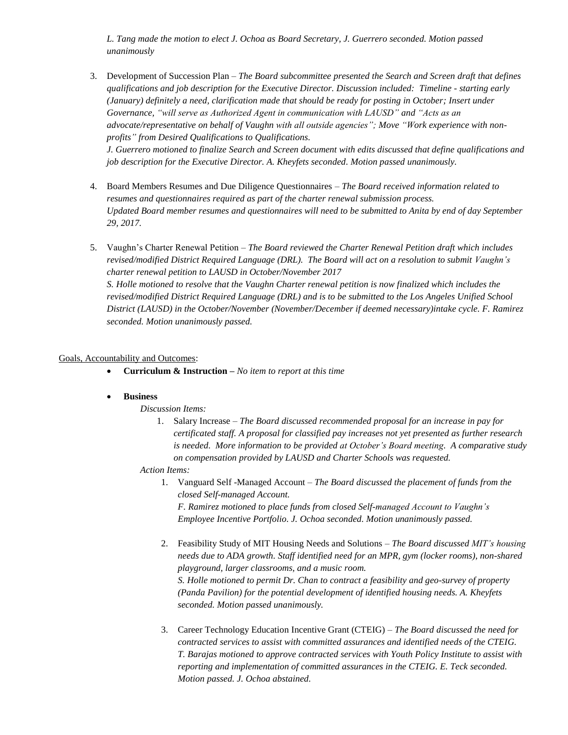*L. Tang made the motion to elect J. Ochoa as Board Secretary, J. Guerrero seconded. Motion passed unanimously*

3. Development of Succession Plan – *The Board subcommittee presented the Search and Screen draft that defines qualifications and job description for the Executive Director. Discussion included: Timeline - starting early (January) definitely a need, clarification made that should be ready for posting in October; Insert under Governance, "will serve as Authorized Agent in communication with LAUSD" and "Acts as an advocate/representative on behalf of Vaughn with all outside agencies"; Move "Work experience with non-profits" from Desired Qualifications to Qualifications.*
   *J. Guerrero motioned to finalize Search and Screen document with edits discussed that define qualifications and job description for the Executive Director. A. Kheyfets seconded. Motion passed unanimously.*

4. Board Members Resumes and Due Diligence Questionnaires – *The Board received information related to resumes and questionnaires required as part of the charter renewal submission process.*
   *Updated Board member resumes and questionnaires will need to be submitted to Anita by end of day September 29, 2017.*

5. Vaughn's Charter Renewal Petition – *The Board reviewed the Charter Renewal Petition draft which includes revised/modified District Required Language (DRL). The Board will act on a resolution to submit Vaughn's charter renewal petition to LAUSD in October/November 2017*
   *S. Holle motioned to resolve that the Vaughn Charter renewal petition is now finalized which includes the revised/modified District Required Language (DRL) and is to be submitted to the Los Angeles Unified School District (LAUSD) in the October/November (November/December if deemed necessary)intake cycle. F. Ramirez seconded. Motion unanimously passed.*

Goals, Accountability and Outcomes:

- **Curriculum & Instruction –** *No item to report at this time*

- **Business**

  *Discussion Items:*

  1. Salary Increase – *The Board discussed recommended proposal for an increase in pay for certificated staff. A proposal for classified pay increases not yet presented as further research is needed. More information to be provided at October's Board meeting. A comparative study on compensation provided by LAUSD and Charter Schools was requested.*

  *Action Items:*

  1. Vanguard Self -Managed Account – *The Board discussed the placement of funds from the closed Self-managed Account.*
     *F. Ramirez motioned to place funds from closed Self-managed Account to Vaughn's Employee Incentive Portfolio. J. Ochoa seconded. Motion unanimously passed.*

  2. Feasibility Study of MIT Housing Needs and Solutions – *The Board discussed MIT's housing needs due to ADA growth. Staff identified need for an MPR, gym (locker rooms), non-shared playground, larger classrooms, and a music room.*
     *S. Holle motioned to permit Dr. Chan to contract a feasibility and geo-survey of property (Panda Pavilion) for the potential development of identified housing needs. A. Kheyfets seconded. Motion passed unanimously.*

  3. Career Technology Education Incentive Grant (CTEIG) – *The Board discussed the need for contracted services to assist with committed assurances and identified needs of the CTEIG.*
     *T. Barajas motioned to approve contracted services with Youth Policy Institute to assist with reporting and implementation of committed assurances in the CTEIG. E. Teck seconded. Motion passed. J. Ochoa abstained.*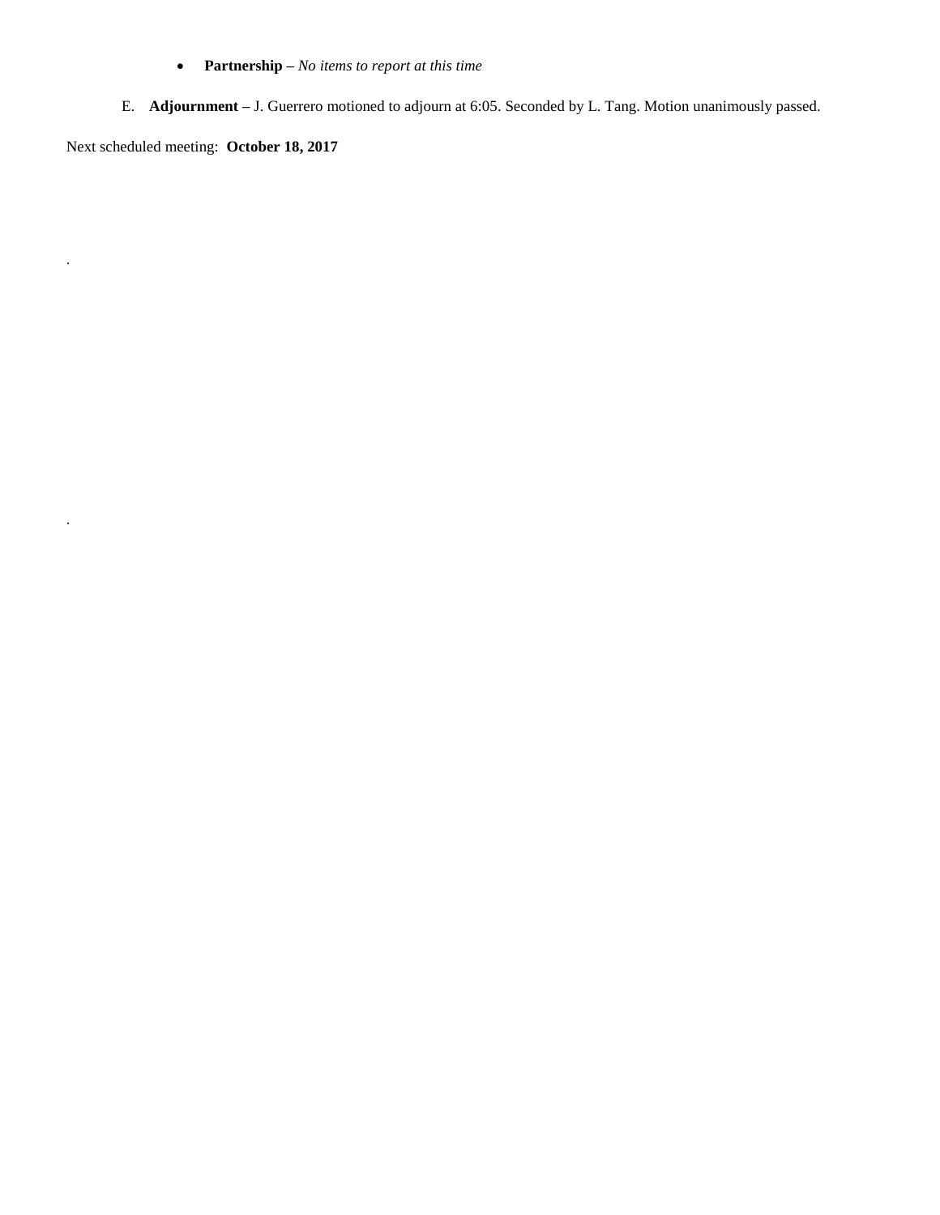- **Partnership** – *No items to report at this time*

E. **Adjournment** – J. Guerrero motioned to adjourn at 6:05. Seconded by L. Tang. Motion unanimously passed.

Next scheduled meeting: **October 18, 2017**

.

.